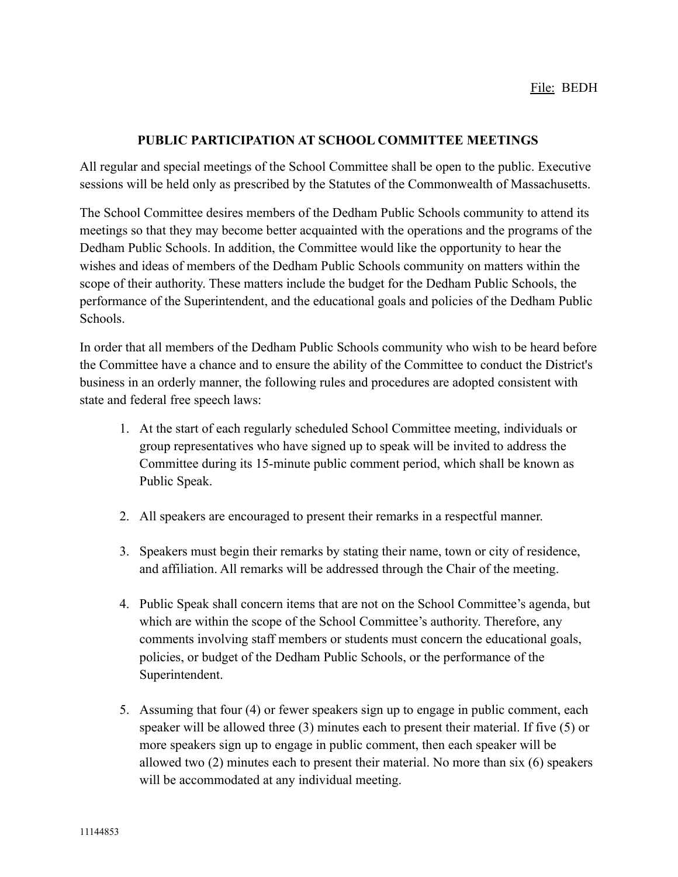File: BEDH

## PUBLIC PARTICIPATION AT SCHOOL COMMITTEE MEETINGS

All regular and special meetings of the School Committee shall be open to the public. Executive sessions will be held only as prescribed by the Statutes of the Commonwealth of Massachusetts.

The School Committee desires members of the Dedham Public Schools community to attend its meetings so that they may become better acquainted with the operations and the programs of the Dedham Public Schools. In addition, the Committee would like the opportunity to hear the wishes and ideas of members of the Dedham Public Schools community on matters within the scope of their authority. These matters include the budget for the Dedham Public Schools, the performance of the Superintendent, and the educational goals and policies of the Dedham Public Schools.

In order that all members of the Dedham Public Schools community who wish to be heard before the Committee have a chance and to ensure the ability of the Committee to conduct the District's business in an orderly manner, the following rules and procedures are adopted consistent with state and federal free speech laws:

1. At the start of each regularly scheduled School Committee meeting, individuals or group representatives who have signed up to speak will be invited to address the Committee during its 15-minute public comment period, which shall be known as Public Speak.

2. All speakers are encouraged to present their remarks in a respectful manner.

3. Speakers must begin their remarks by stating their name, town or city of residence, and affiliation. All remarks will be addressed through the Chair of the meeting.

4. Public Speak shall concern items that are not on the School Committee's agenda, but which are within the scope of the School Committee's authority. Therefore, any comments involving staff members or students must concern the educational goals, policies, or budget of the Dedham Public Schools, or the performance of the Superintendent.

5. Assuming that four (4) or fewer speakers sign up to engage in public comment, each speaker will be allowed three (3) minutes each to present their material. If five (5) or more speakers sign up to engage in public comment, then each speaker will be allowed two (2) minutes each to present their material. No more than six (6) speakers will be accommodated at any individual meeting.

11144853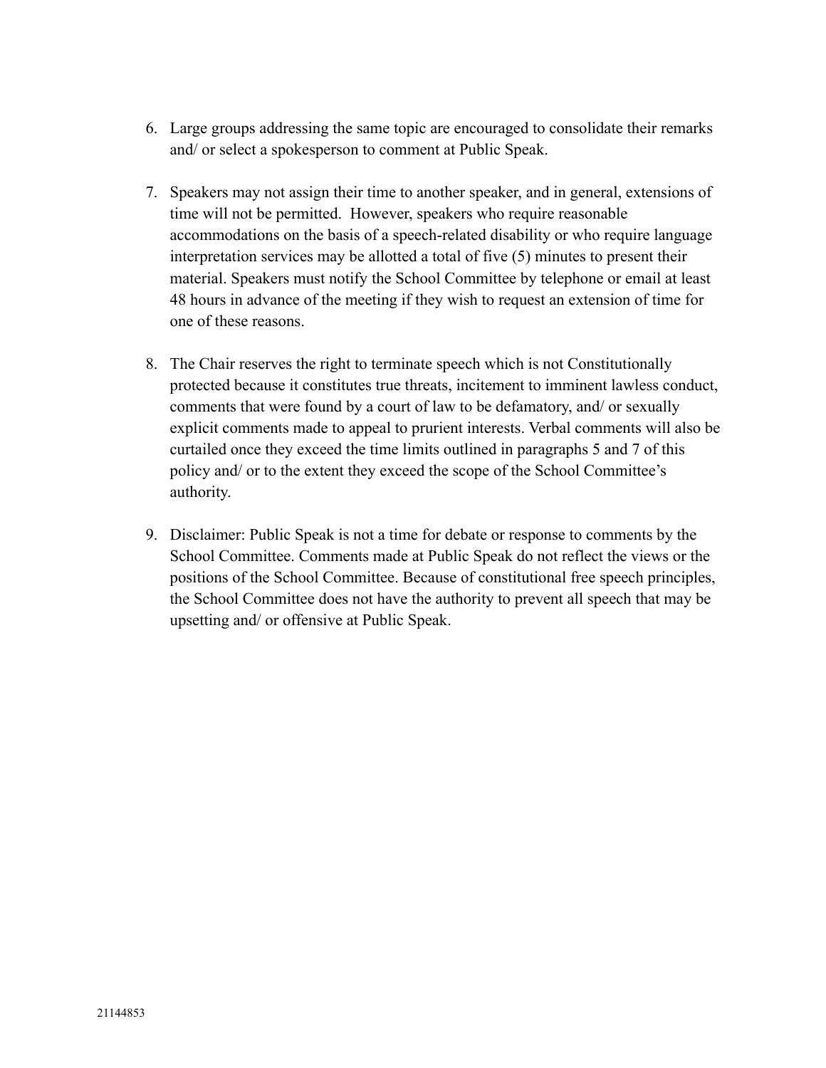6. Large groups addressing the same topic are encouraged to consolidate their remarks and/ or select a spokesperson to comment at Public Speak.

7. Speakers may not assign their time to another speaker, and in general, extensions of time will not be permitted. However, speakers who require reasonable accommodations on the basis of a speech-related disability or who require language interpretation services may be allotted a total of five (5) minutes to present their material. Speakers must notify the School Committee by telephone or email at least 48 hours in advance of the meeting if they wish to request an extension of time for one of these reasons.

8. The Chair reserves the right to terminate speech which is not Constitutionally protected because it constitutes true threats, incitement to imminent lawless conduct, comments that were found by a court of law to be defamatory, and/ or sexually explicit comments made to appeal to prurient interests. Verbal comments will also be curtailed once they exceed the time limits outlined in paragraphs 5 and 7 of this policy and/ or to the extent they exceed the scope of the School Committee's authority.

9. Disclaimer: Public Speak is not a time for debate or response to comments by the School Committee. Comments made at Public Speak do not reflect the views or the positions of the School Committee. Because of constitutional free speech principles, the School Committee does not have the authority to prevent all speech that may be upsetting and/ or offensive at Public Speak.

21144853